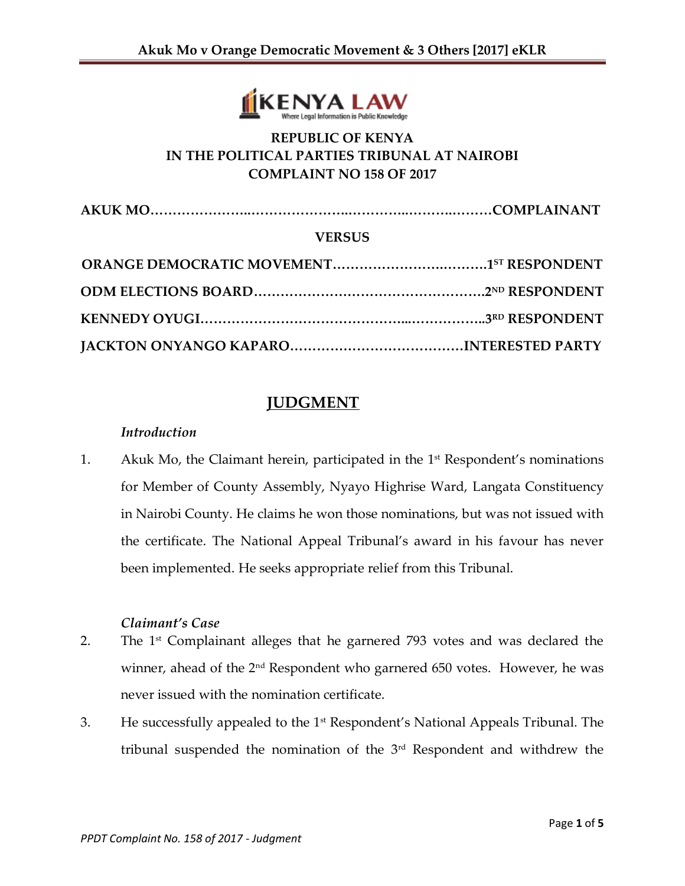**REPUBLIC OF KENYA**
**IN THE POLITICAL PARTIES TRIBUNAL AT NAIROBI**
**COMPLAINT NO 158 OF 2017**

**AKUK MO……………………..………………..…………..……..………COMPLAINANT**

**VERSUS**

**ORANGE DEMOCRATIC MOVEMENT…………………….………1ST RESPONDENT**

**ODM ELECTIONS BOARD……………………………………………2ND RESPONDENT**

**KENNEDY OYUGI………………………………………...……………..3RD RESPONDENT**

**JACKTON ONYANGO KAPARO…………………………………INTERESTED PARTY**

# JUDGMENT

### *Introduction*

1. Akuk Mo, the Claimant herein, participated in the 1st Respondent's nominations for Member of County Assembly, Nyayo Highrise Ward, Langata Constituency in Nairobi County. He claims he won those nominations, but was not issued with the certificate. The National Appeal Tribunal's award in his favour has never been implemented. He seeks appropriate relief from this Tribunal.

### *Claimant's Case*

2. The 1st Complainant alleges that he garnered 793 votes and was declared the winner, ahead of the 2nd Respondent who garnered 650 votes. However, he was never issued with the nomination certificate.

3. He successfully appealed to the 1st Respondent's National Appeals Tribunal. The tribunal suspended the nomination of the 3rd Respondent and withdrew the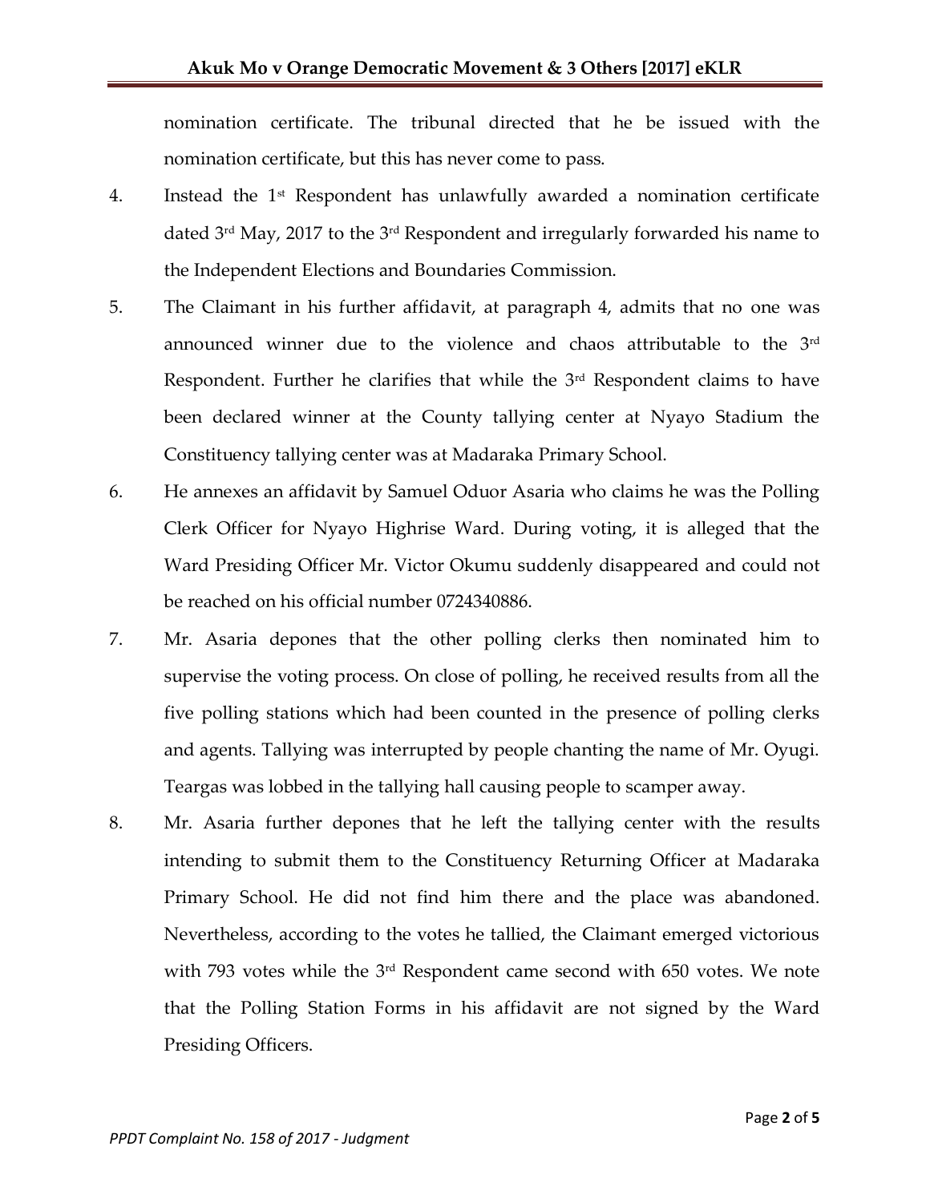nomination certificate. The tribunal directed that he be issued with the nomination certificate, but this has never come to pass.

4. Instead the 1st Respondent has unlawfully awarded a nomination certificate dated 3rd May, 2017 to the 3rd Respondent and irregularly forwarded his name to the Independent Elections and Boundaries Commission.

5. The Claimant in his further affidavit, at paragraph 4, admits that no one was announced winner due to the violence and chaos attributable to the 3rd Respondent. Further he clarifies that while the 3rd Respondent claims to have been declared winner at the County tallying center at Nyayo Stadium the Constituency tallying center was at Madaraka Primary School.

6. He annexes an affidavit by Samuel Oduor Asaria who claims he was the Polling Clerk Officer for Nyayo Highrise Ward. During voting, it is alleged that the Ward Presiding Officer Mr. Victor Okumu suddenly disappeared and could not be reached on his official number 0724340886.

7. Mr. Asaria depones that the other polling clerks then nominated him to supervise the voting process. On close of polling, he received results from all the five polling stations which had been counted in the presence of polling clerks and agents. Tallying was interrupted by people chanting the name of Mr. Oyugi. Teargas was lobbed in the tallying hall causing people to scamper away.

8. Mr. Asaria further depones that he left the tallying center with the results intending to submit them to the Constituency Returning Officer at Madaraka Primary School. He did not find him there and the place was abandoned. Nevertheless, according to the votes he tallied, the Claimant emerged victorious with 793 votes while the 3rd Respondent came second with 650 votes. We note that the Polling Station Forms in his affidavit are not signed by the Ward Presiding Officers.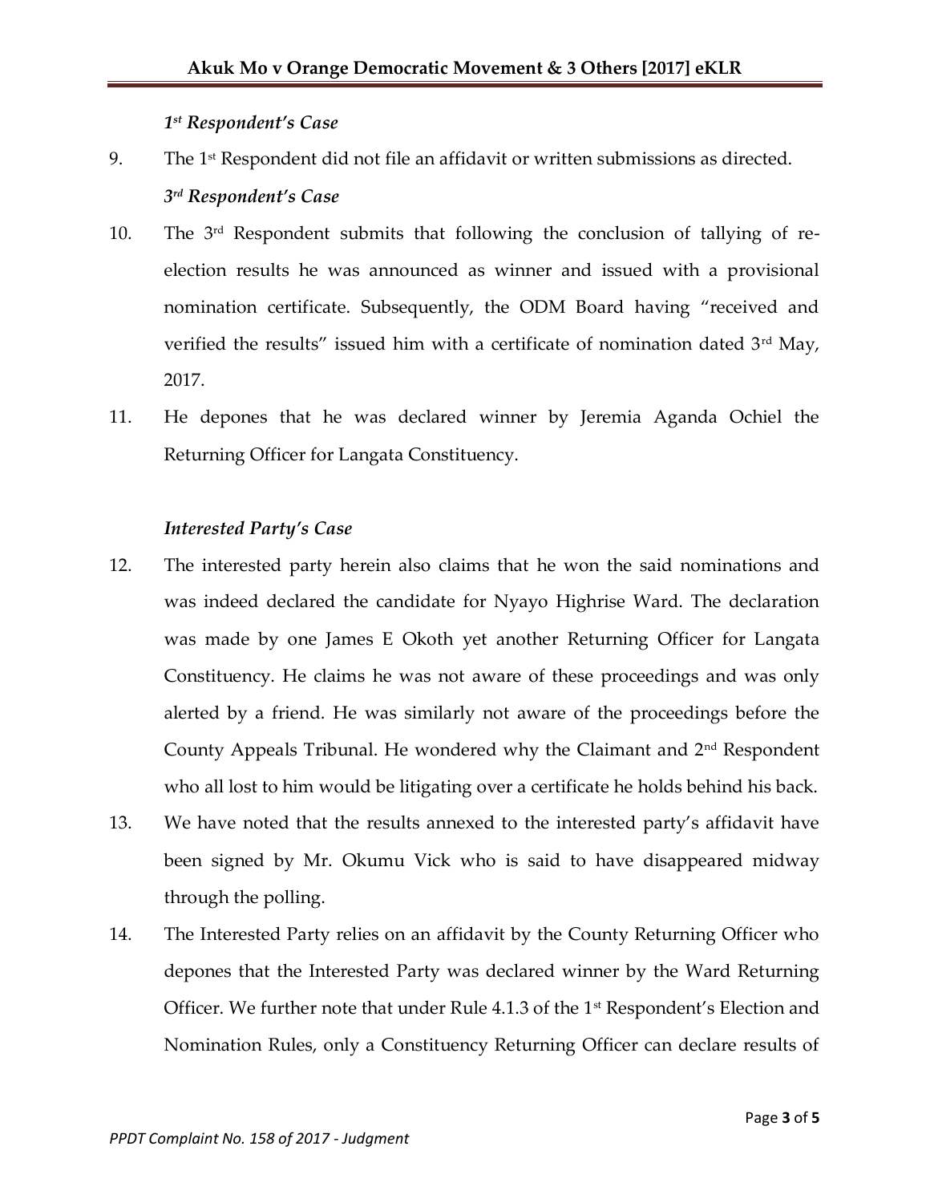*1st Respondent's Case*

9. The 1st Respondent did not file an affidavit or written submissions as directed.

*3rd Respondent's Case*

10. The 3rd Respondent submits that following the conclusion of tallying of re-election results he was announced as winner and issued with a provisional nomination certificate. Subsequently, the ODM Board having "received and verified the results" issued him with a certificate of nomination dated 3rd May, 2017.

11. He depones that he was declared winner by Jeremia Aganda Ochiel the Returning Officer for Langata Constituency.

*Interested Party's Case*

12. The interested party herein also claims that he won the said nominations and was indeed declared the candidate for Nyayo Highrise Ward. The declaration was made by one James E Okoth yet another Returning Officer for Langata Constituency. He claims he was not aware of these proceedings and was only alerted by a friend. He was similarly not aware of the proceedings before the County Appeals Tribunal. He wondered why the Claimant and 2nd Respondent who all lost to him would be litigating over a certificate he holds behind his back.

13. We have noted that the results annexed to the interested party's affidavit have been signed by Mr. Okumu Vick who is said to have disappeared midway through the polling.

14. The Interested Party relies on an affidavit by the County Returning Officer who depones that the Interested Party was declared winner by the Ward Returning Officer. We further note that under Rule 4.1.3 of the 1st Respondent's Election and Nomination Rules, only a Constituency Returning Officer can declare results of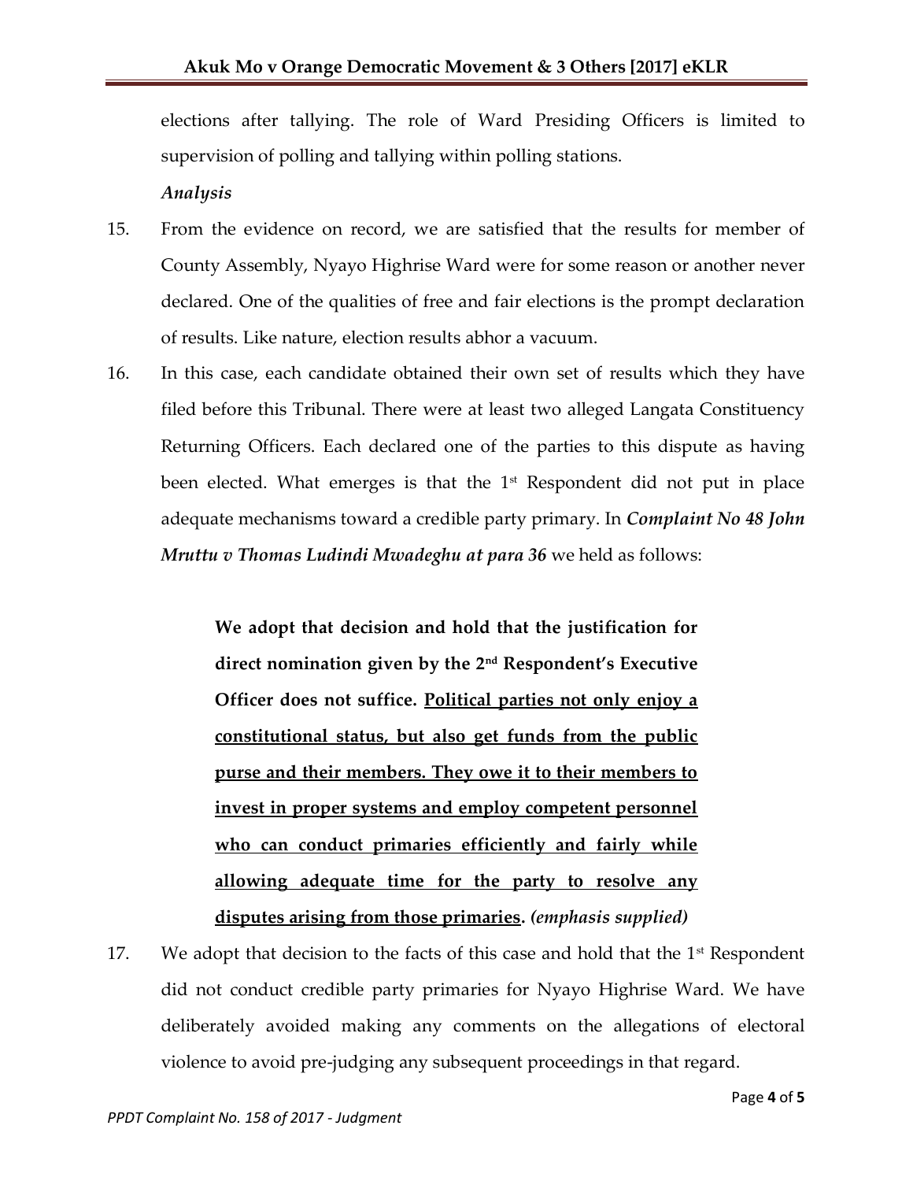elections after tallying. The role of Ward Presiding Officers is limited to supervision of polling and tallying within polling stations.

***Analysis***

15. From the evidence on record, we are satisfied that the results for member of County Assembly, Nyayo Highrise Ward were for some reason or another never declared. One of the qualities of free and fair elections is the prompt declaration of results. Like nature, election results abhor a vacuum.

16. In this case, each candidate obtained their own set of results which they have filed before this Tribunal. There were at least two alleged Langata Constituency Returning Officers. Each declared one of the parties to this dispute as having been elected. What emerges is that the 1st Respondent did not put in place adequate mechanisms toward a credible party primary. In ***Complaint No 48 John Mruttu v Thomas Ludindi Mwadeghu at para 36*** we held as follows:

> **We adopt that decision and hold that the justification for direct nomination given by the 2nd Respondent's Executive Officer does not suffice. <u>Political parties not only enjoy a constitutional status, but also get funds from the public purse and their members. They owe it to their members to invest in proper systems and employ competent personnel who can conduct primaries efficiently and fairly while allowing adequate time for the party to resolve any disputes arising from those primaries</u>.** ***(emphasis supplied)***

17. We adopt that decision to the facts of this case and hold that the 1st Respondent did not conduct credible party primaries for Nyayo Highrise Ward. We have deliberately avoided making any comments on the allegations of electoral violence to avoid pre-judging any subsequent proceedings in that regard.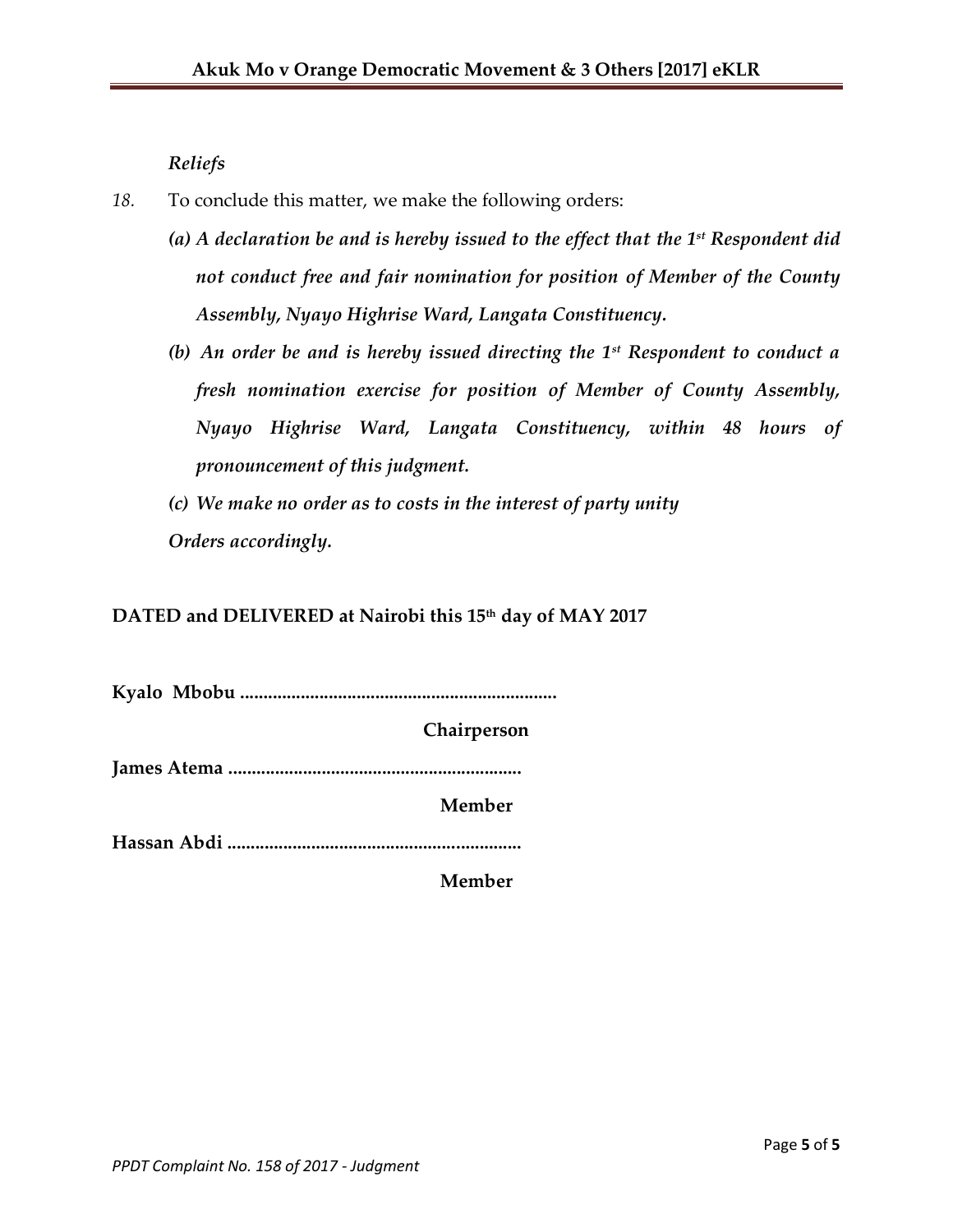*Reliefs*

18. To conclude this matter, we make the following orders:

*(a) A declaration be and is hereby issued to the effect that the 1st Respondent did not conduct free and fair nomination for position of Member of the County Assembly, Nyayo Highrise Ward, Langata Constituency.*

*(b) An order be and is hereby issued directing the 1st Respondent to conduct a fresh nomination exercise for position of Member of County Assembly, Nyayo Highrise Ward, Langata Constituency, within 48 hours of pronouncement of this judgment.*

*(c) We make no order as to costs in the interest of party unity*

*Orders accordingly.*

**DATED and DELIVERED at Nairobi this 15th day of MAY 2017**

**Kyalo Mbobu ...................................................................**

**Chairperson**

**James Atema ..............................................................**

**Member**

**Hassan Abdi ..............................................................**

**Member**